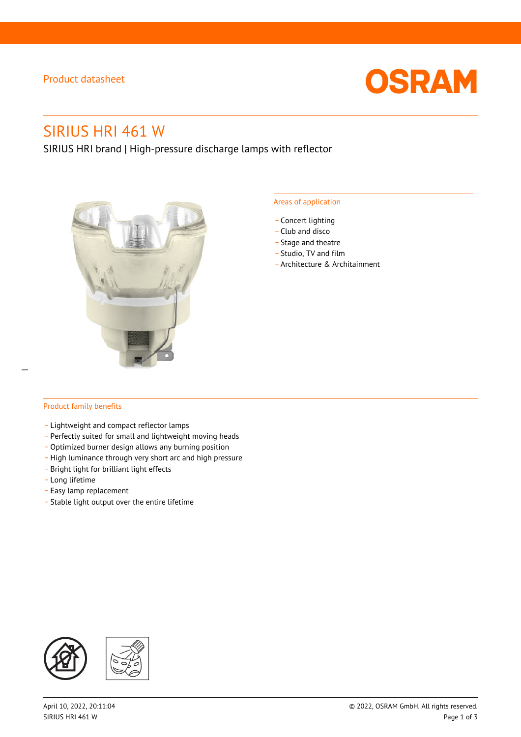Product datasheet

# SIRIUS HRI 461 W

SIRIUS HRI brand | High-pressure discharge lamps with reflector

## Areas of application

- Concert lighting
- Club and disco
- Stage and theatre
- Studio, TV and film
- Architecture & Architainment

## Product family benefits

- Lightweight and compact reflector lamps
- Perfectly suited for small and lightweight moving heads
- Optimized burner design allows any burning position
- High luminance through very short arc and high pressure
- Bright light for brilliant light effects
- Long lifetime
- Easy lamp replacement
- Stable light output over the entire lifetime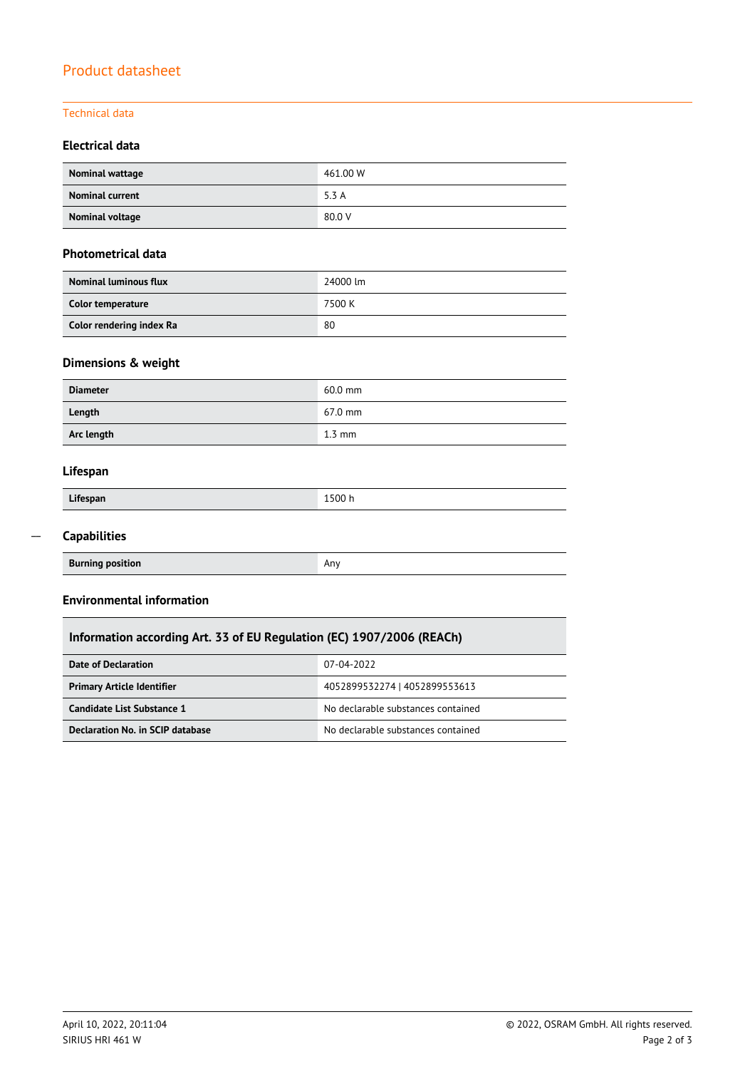# Product datasheet

## Technical data

### Electrical data

| | |
|---|---|
| **Nominal wattage** | 461.00 W |
| **Nominal current** | 5.3 A |
| **Nominal voltage** | 80.0 V |

### Photometrical data

| | |
|---|---|
| **Nominal luminous flux** | 24000 lm |
| **Color temperature** | 7500 K |
| **Color rendering index Ra** | 80 |

### Dimensions & weight

| | |
|---|---|
| **Diameter** | 60.0 mm |
| **Length** | 67.0 mm |
| **Arc length** | 1.3 mm |

### Lifespan

| | |
|---|---|
| **Lifespan** | 1500 h |

### Capabilities

| | |
|---|---|
| **Burning position** | Any |

### Environmental information

| Information according Art. 33 of EU Regulation (EC) 1907/2006 (REACh) | |
|---|---|
| **Date of Declaration** | 07-04-2022 |
| **Primary Article Identifier** | 4052899532274 \| 4052899553613 |
| **Candidate List Substance 1** | No declarable substances contained |
| **Declaration No. in SCIP database** | No declarable substances contained |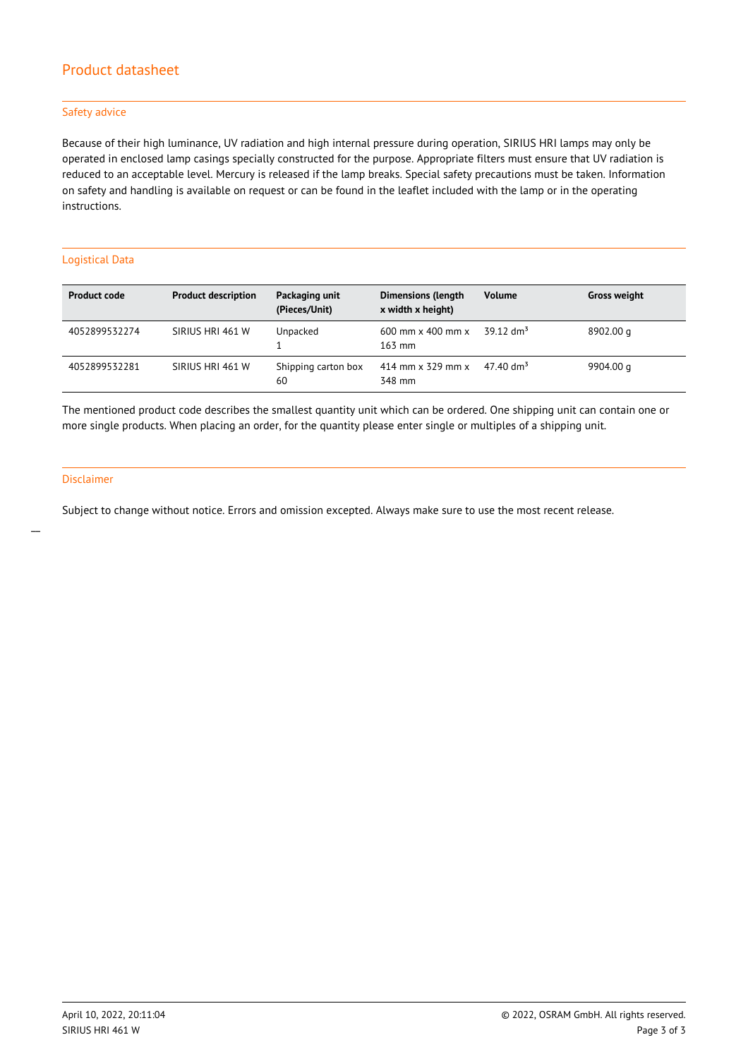# Product datasheet

## Safety advice

Because of their high luminance, UV radiation and high internal pressure during operation, SIRIUS HRI lamps may only be operated in enclosed lamp casings specially constructed for the purpose. Appropriate filters must ensure that UV radiation is reduced to an acceptable level. Mercury is released if the lamp breaks. Special safety precautions must be taken. Information on safety and handling is available on request or can be found in the leaflet included with the lamp or in the operating instructions.

## Logistical Data

| Product code | Product description | Packaging unit (Pieces/Unit) | Dimensions (length x width x height) | Volume | Gross weight |
|---|---|---|---|---|---|
| 4052899532274 | SIRIUS HRI 461 W | Unpacked 1 | 600 mm x 400 mm x 163 mm | 39.12 $dm^3$ | 8902.00 g |
| 4052899532281 | SIRIUS HRI 461 W | Shipping carton box 60 | 414 mm x 329 mm x 348 mm | 47.40 $dm^3$ | 9904.00 g |

The mentioned product code describes the smallest quantity unit which can be ordered. One shipping unit can contain one or more single products. When placing an order, for the quantity please enter single or multiples of a shipping unit.

## Disclaimer

Subject to change without notice. Errors and omission excepted. Always make sure to use the most recent release.